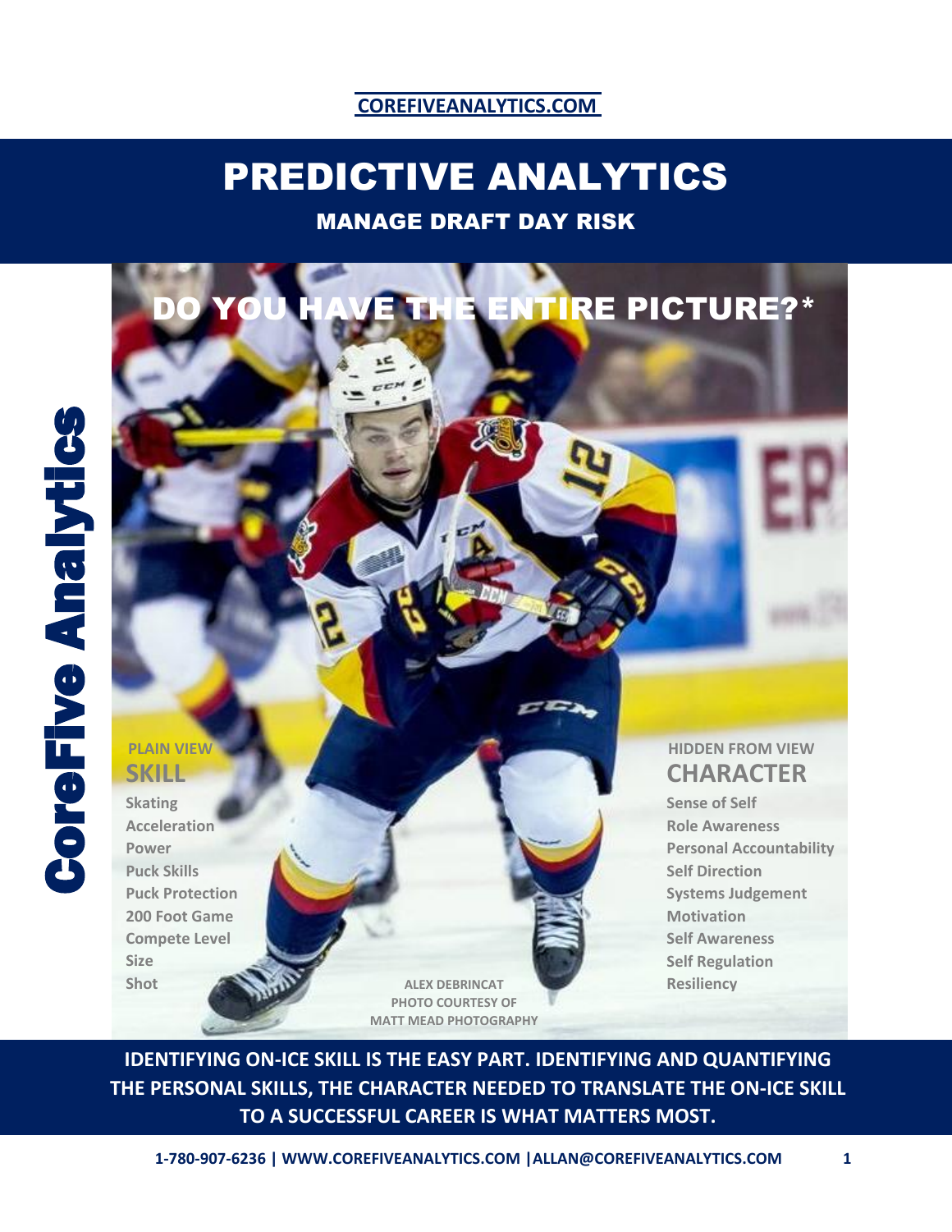COREFIVEANALYTICS.COM

CoreFive Analytics

# PREDICTIVE ANALYTICS

## MANAGE DRAFT DAY RISK

### DO YOU HAVE THE ENTIRE PICTURE?*

PLAIN VIEW

**SKILL**

- Skating
- Acceleration
- Power
- Puck Skills
- Puck Protection
- 200 Foot Game
- Compete Level
- Size
- Shot

HIDDEN FROM VIEW

**CHARACTER**

- Sense of Self
- Role Awareness
- Personal Accountability
- Self Direction
- Systems Judgement
- Motivation
- Self Awareness
- Self Regulation
- Resiliency

ALEX DEBRINCAT
PHOTO COURTESY OF
MATT MEAD PHOTOGRAPHY

**IDENTIFYING ON-ICE SKILL IS THE EASY PART. IDENTIFYING AND QUANTIFYING THE PERSONAL SKILLS, THE CHARACTER NEEDED TO TRANSLATE THE ON-ICE SKILL TO A SUCCESSFUL CAREER IS WHAT MATTERS MOST.**

1-780-907-6236 | WWW.COREFIVEANALYTICS.COM | ALLAN@COREFIVEANALYTICS.COM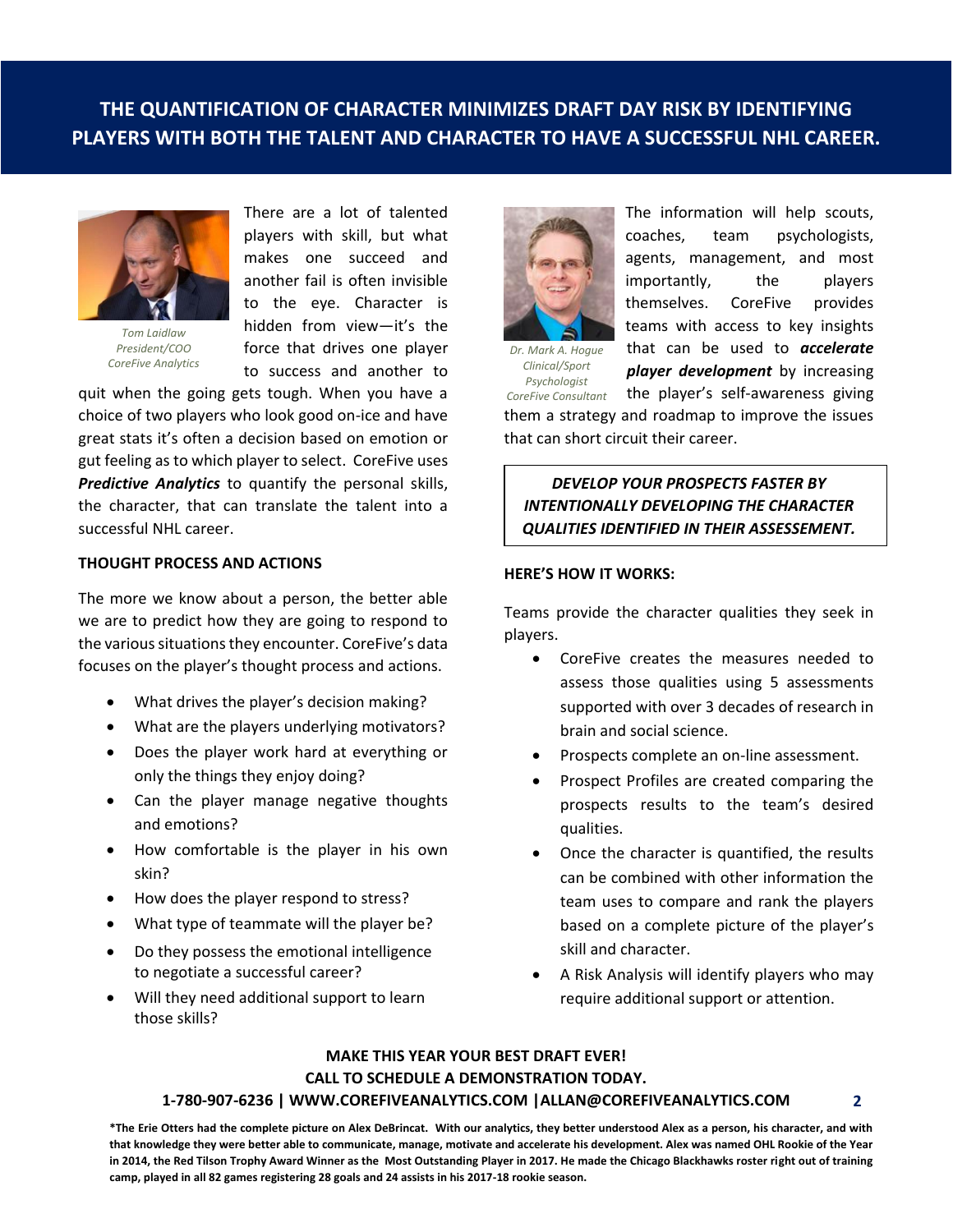# THE QUANTIFICATION OF CHARACTER MINIMIZES DRAFT DAY RISK BY IDENTIFYING PLAYERS WITH BOTH THE TALENT AND CHARACTER TO HAVE A SUCCESSFUL NHL CAREER.

*Tom Laidlaw*
*President/COO*
*CoreFive Analytics*

There are a lot of talented players with skill, but what makes one succeed and another fail is often invisible to the eye. Character is hidden from view—it's the force that drives one player to success and another to quit when the going gets tough. When you have a choice of two players who look good on-ice and have great stats it's often a decision based on emotion or gut feeling as to which player to select. CoreFive uses ***Predictive Analytics*** to quantify the personal skills, the character, that can translate the talent into a successful NHL career.

**THOUGHT PROCESS AND ACTIONS**

The more we know about a person, the better able we are to predict how they are going to respond to the various situations they encounter. CoreFive's data focuses on the player's thought process and actions.

- What drives the player's decision making?
- What are the players underlying motivators?
- Does the player work hard at everything or only the things they enjoy doing?
- Can the player manage negative thoughts and emotions?
- How comfortable is the player in his own skin?
- How does the player respond to stress?
- What type of teammate will the player be?
- Do they possess the emotional intelligence to negotiate a successful career?
- Will they need additional support to learn those skills?

*Dr. Mark A. Hogue*
*Clinical/Sport Psychologist*
*CoreFive Consultant*

The information will help scouts, coaches, team psychologists, agents, management, and most importantly, the players themselves. CoreFive provides teams with access to key insights that can be used to ***accelerate player development*** by increasing the player's self-awareness giving them a strategy and roadmap to improve the issues that can short circuit their career.

***DEVELOP YOUR PROSPECTS FASTER BY INTENTIONALLY DEVELOPING THE CHARACTER QUALITIES IDENTIFIED IN THEIR ASSESSEMENT.***

**HERE'S HOW IT WORKS:**

Teams provide the character qualities they seek in players.

- CoreFive creates the measures needed to assess those qualities using 5 assessments supported with over 3 decades of research in brain and social science.
- Prospects complete an on-line assessment.
- Prospect Profiles are created comparing the prospects results to the team's desired qualities.
- Once the character is quantified, the results can be combined with other information the team uses to compare and rank the players based on a complete picture of the player's skill and character.
- A Risk Analysis will identify players who may require additional support or attention.

**MAKE THIS YEAR YOUR BEST DRAFT EVER!**
**CALL TO SCHEDULE A DEMONSTRATION TODAY.**
**1-780-907-6236 | WWW.COREFIVEANALYTICS.COM |ALLAN@COREFIVEANALYTICS.COM**

**\*The Erie Otters had the complete picture on Alex DeBrincat. With our analytics, they better understood Alex as a person, his character, and with that knowledge they were better able to communicate, manage, motivate and accelerate his development. Alex was named OHL Rookie of the Year in 2014, the Red Tilson Trophy Award Winner as the Most Outstanding Player in 2017. He made the Chicago Blackhawks roster right out of training camp, played in all 82 games registering 28 goals and 24 assists in his 2017-18 rookie season.**